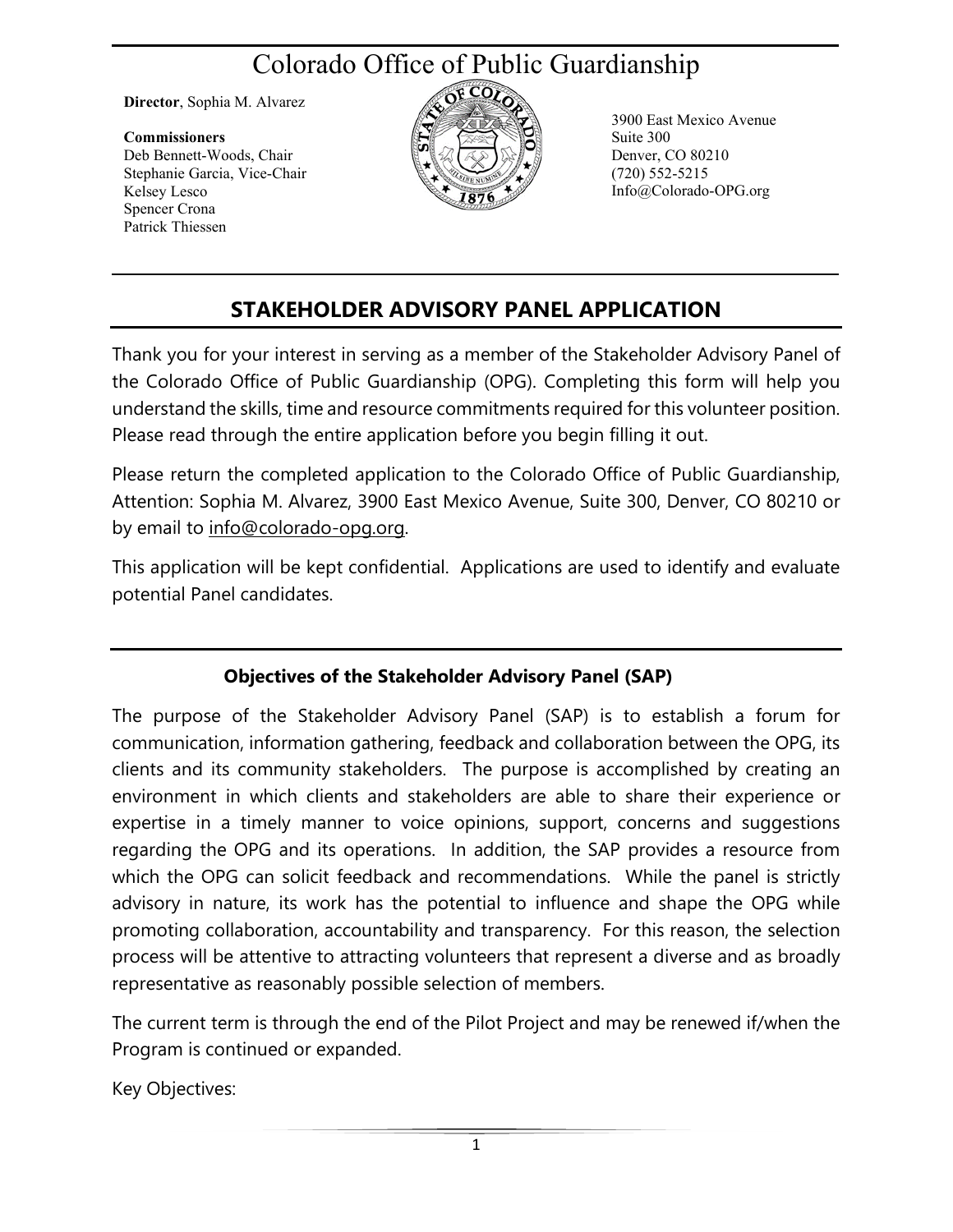# Colorado Office of Public Guardianship

**Director**, Sophia M. Alvarez

**Commissioners**
Deb Bennett-Woods, Chair
Stephanie Garcia, Vice-Chair
Kelsey Lesco
Spencer Crona
Patrick Thiessen

3900 East Mexico Avenue
Suite 300
Denver, CO 80210
(720) 552-5215
Info@Colorado-OPG.org

## STAKEHOLDER ADVISORY PANEL APPLICATION

Thank you for your interest in serving as a member of the Stakeholder Advisory Panel of the Colorado Office of Public Guardianship (OPG). Completing this form will help you understand the skills, time and resource commitments required for this volunteer position. Please read through the entire application before you begin filling it out.

Please return the completed application to the Colorado Office of Public Guardianship, Attention: Sophia M. Alvarez, 3900 East Mexico Avenue, Suite 300, Denver, CO 80210 or by email to info@colorado-opg.org.

This application will be kept confidential. Applications are used to identify and evaluate potential Panel candidates.

### Objectives of the Stakeholder Advisory Panel (SAP)

The purpose of the Stakeholder Advisory Panel (SAP) is to establish a forum for communication, information gathering, feedback and collaboration between the OPG, its clients and its community stakeholders. The purpose is accomplished by creating an environment in which clients and stakeholders are able to share their experience or expertise in a timely manner to voice opinions, support, concerns and suggestions regarding the OPG and its operations. In addition, the SAP provides a resource from which the OPG can solicit feedback and recommendations. While the panel is strictly advisory in nature, its work has the potential to influence and shape the OPG while promoting collaboration, accountability and transparency. For this reason, the selection process will be attentive to attracting volunteers that represent a diverse and as broadly representative as reasonably possible selection of members.

The current term is through the end of the Pilot Project and may be renewed if/when the Program is continued or expanded.

Key Objectives: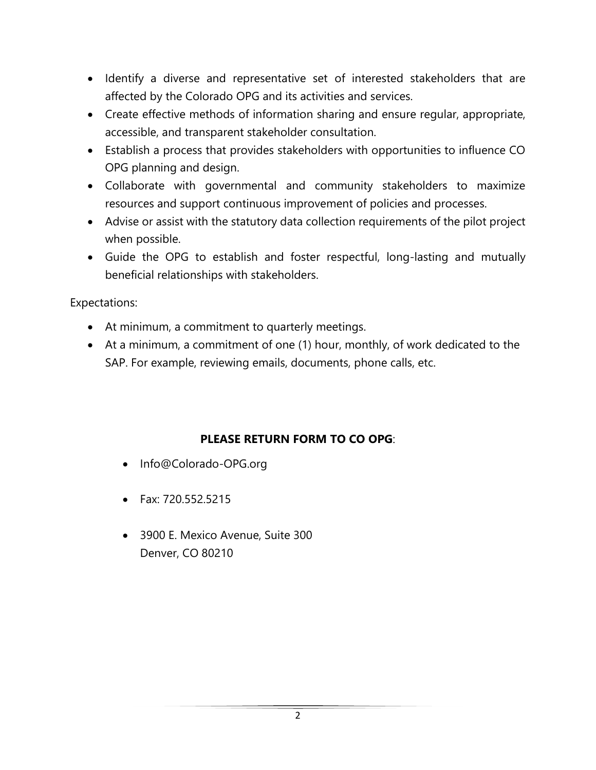- Identify a diverse and representative set of interested stakeholders that are affected by the Colorado OPG and its activities and services.
- Create effective methods of information sharing and ensure regular, appropriate, accessible, and transparent stakeholder consultation.
- Establish a process that provides stakeholders with opportunities to influence CO OPG planning and design.
- Collaborate with governmental and community stakeholders to maximize resources and support continuous improvement of policies and processes.
- Advise or assist with the statutory data collection requirements of the pilot project when possible.
- Guide the OPG to establish and foster respectful, long-lasting and mutually beneficial relationships with stakeholders.

Expectations:

- At minimum, a commitment to quarterly meetings.
- At a minimum, a commitment of one (1) hour, monthly, of work dedicated to the SAP. For example, reviewing emails, documents, phone calls, etc.

**PLEASE RETURN FORM TO CO OPG**:

- Info@Colorado-OPG.org
- Fax: 720.552.5215
- 3900 E. Mexico Avenue, Suite 300
  Denver, CO 80210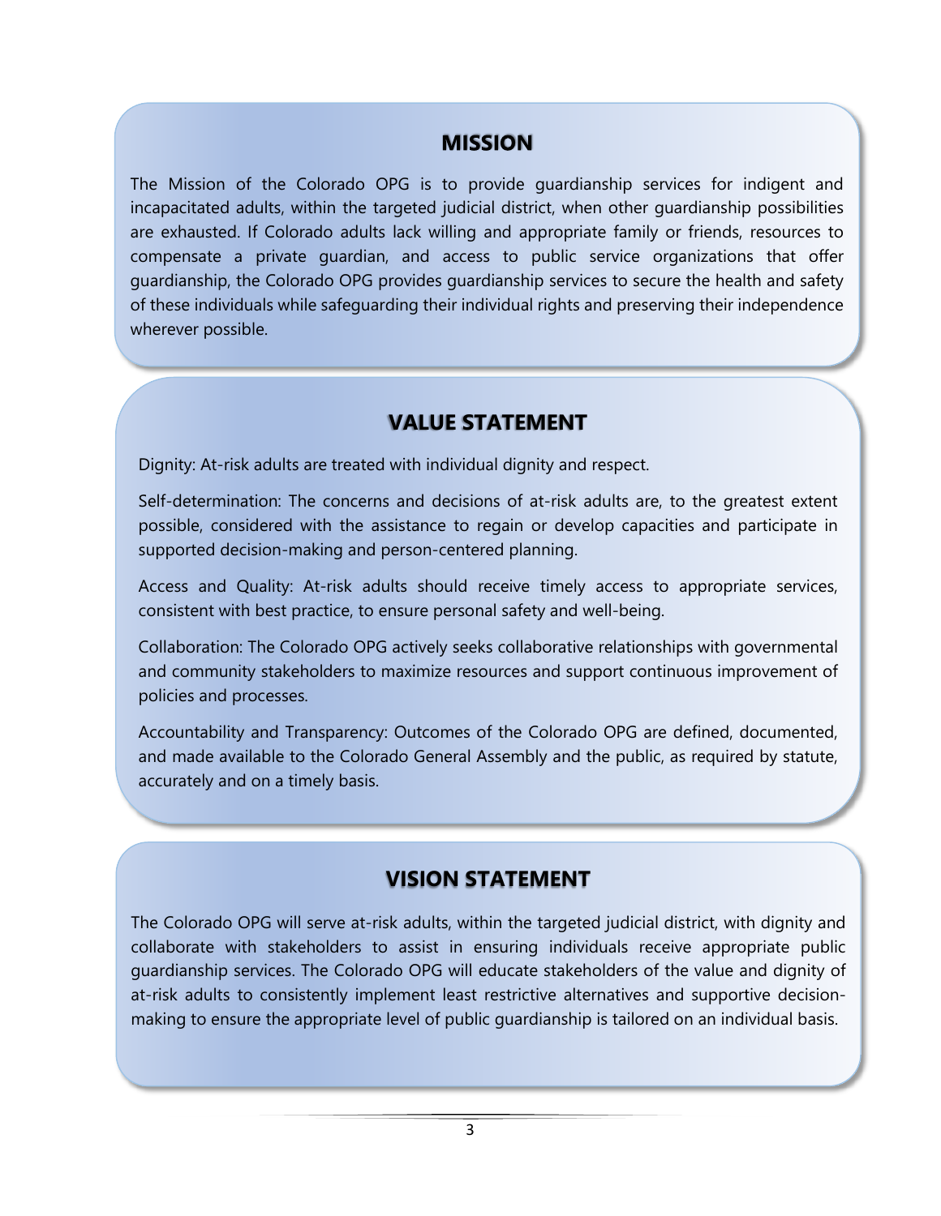## MISSION

The Mission of the Colorado OPG is to provide guardianship services for indigent and incapacitated adults, within the targeted judicial district, when other guardianship possibilities are exhausted. If Colorado adults lack willing and appropriate family or friends, resources to compensate a private guardian, and access to public service organizations that offer guardianship, the Colorado OPG provides guardianship services to secure the health and safety of these individuals while safeguarding their individual rights and preserving their independence wherever possible.

## VALUE STATEMENT

Dignity: At-risk adults are treated with individual dignity and respect.

Self-determination: The concerns and decisions of at-risk adults are, to the greatest extent possible, considered with the assistance to regain or develop capacities and participate in supported decision-making and person-centered planning.

Access and Quality: At-risk adults should receive timely access to appropriate services, consistent with best practice, to ensure personal safety and well-being.

Collaboration: The Colorado OPG actively seeks collaborative relationships with governmental and community stakeholders to maximize resources and support continuous improvement of policies and processes.

Accountability and Transparency: Outcomes of the Colorado OPG are defined, documented, and made available to the Colorado General Assembly and the public, as required by statute, accurately and on a timely basis.

## VISION STATEMENT

The Colorado OPG will serve at-risk adults, within the targeted judicial district, with dignity and collaborate with stakeholders to assist in ensuring individuals receive appropriate public guardianship services. The Colorado OPG will educate stakeholders of the value and dignity of at-risk adults to consistently implement least restrictive alternatives and supportive decision-making to ensure the appropriate level of public guardianship is tailored on an individual basis.